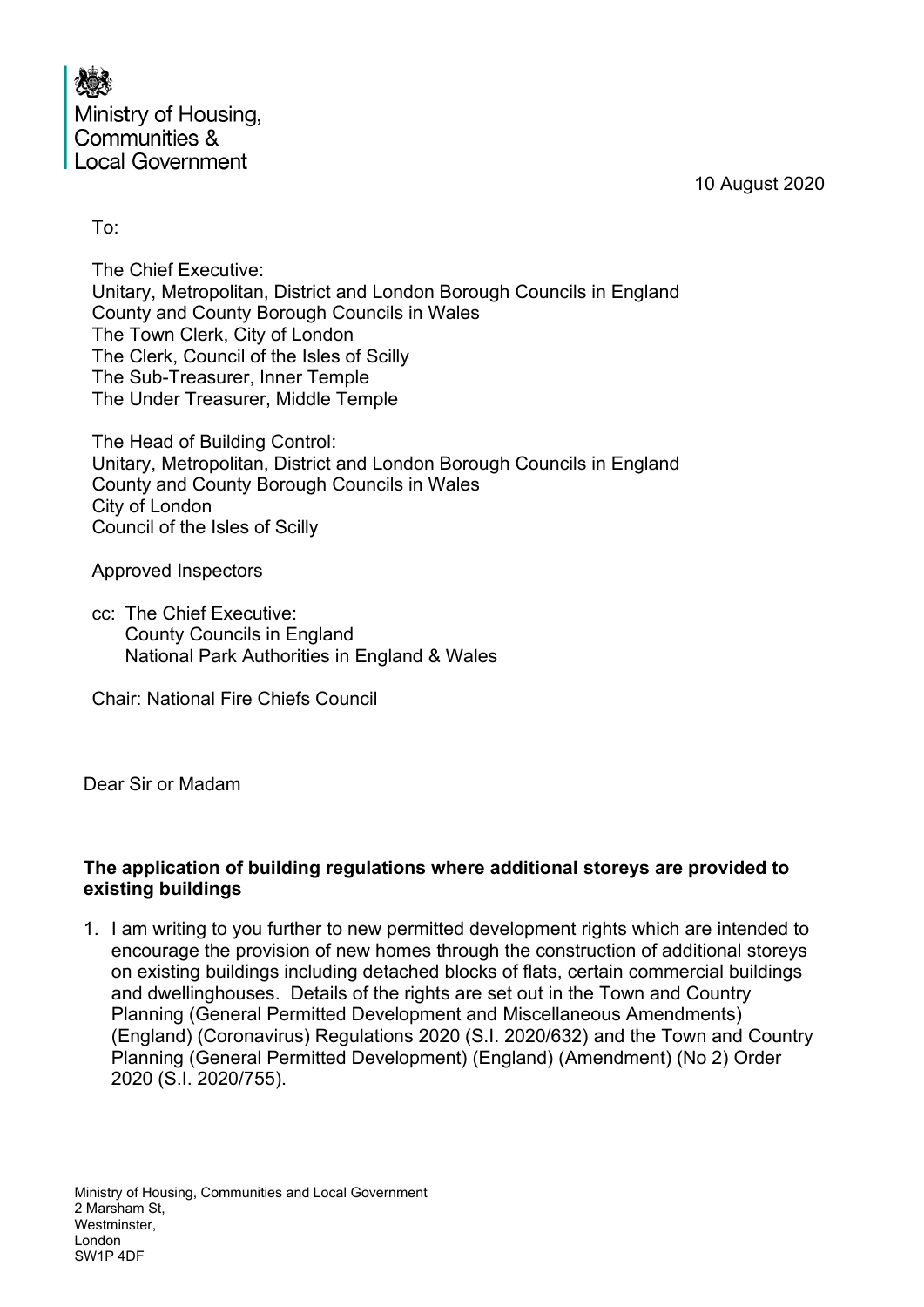Ministry of Housing, Communities & Local Government

10 August 2020

To:

The Chief Executive:
Unitary, Metropolitan, District and London Borough Councils in England
County and County Borough Councils in Wales
The Town Clerk, City of London
The Clerk, Council of the Isles of Scilly
The Sub-Treasurer, Inner Temple
The Under Treasurer, Middle Temple

The Head of Building Control:
Unitary, Metropolitan, District and London Borough Councils in England
County and County Borough Councils in Wales
City of London
Council of the Isles of Scilly

Approved Inspectors

cc: The Chief Executive:
County Councils in England
National Park Authorities in England & Wales

Chair: National Fire Chiefs Council

Dear Sir or Madam

**The application of building regulations where additional storeys are provided to existing buildings**

1. I am writing to you further to new permitted development rights which are intended to encourage the provision of new homes through the construction of additional storeys on existing buildings including detached blocks of flats, certain commercial buildings and dwellinghouses. Details of the rights are set out in the Town and Country Planning (General Permitted Development and Miscellaneous Amendments) (England) (Coronavirus) Regulations 2020 (S.I. 2020/632) and the Town and Country Planning (General Permitted Development) (England) (Amendment) (No 2) Order 2020 (S.I. 2020/755).

Ministry of Housing, Communities and Local Government
2 Marsham St,
Westminster,
London
SW1P 4DF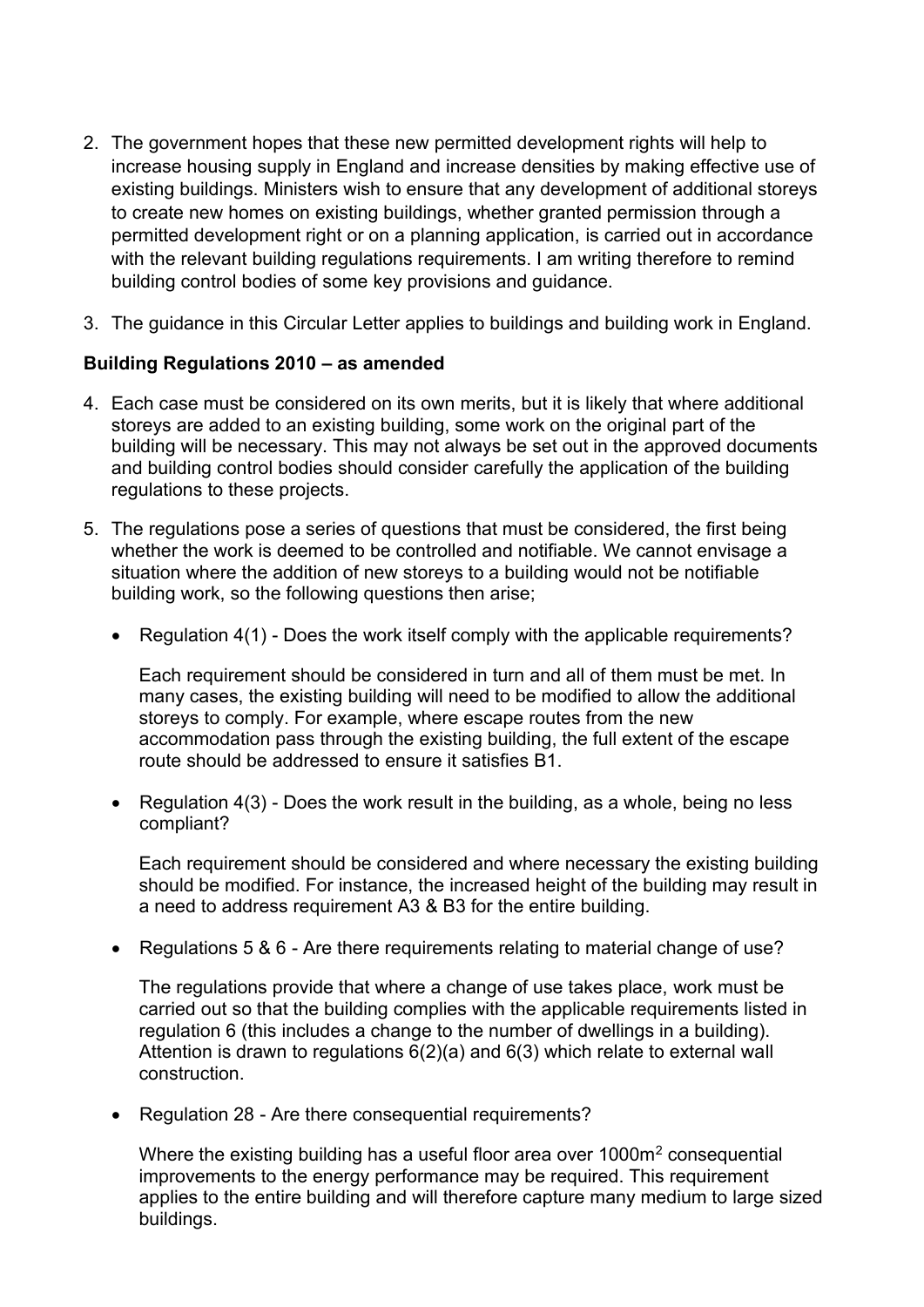2. The government hopes that these new permitted development rights will help to increase housing supply in England and increase densities by making effective use of existing buildings. Ministers wish to ensure that any development of additional storeys to create new homes on existing buildings, whether granted permission through a permitted development right or on a planning application, is carried out in accordance with the relevant building regulations requirements. I am writing therefore to remind building control bodies of some key provisions and guidance.

3. The guidance in this Circular Letter applies to buildings and building work in England.

**Building Regulations 2010 – as amended**

4. Each case must be considered on its own merits, but it is likely that where additional storeys are added to an existing building, some work on the original part of the building will be necessary. This may not always be set out in the approved documents and building control bodies should consider carefully the application of the building regulations to these projects.

5. The regulations pose a series of questions that must be considered, the first being whether the work is deemed to be controlled and notifiable. We cannot envisage a situation where the addition of new storeys to a building would not be notifiable building work, so the following questions then arise;

   - Regulation 4(1) - Does the work itself comply with the applicable requirements?

     Each requirement should be considered in turn and all of them must be met. In many cases, the existing building will need to be modified to allow the additional storeys to comply. For example, where escape routes from the new accommodation pass through the existing building, the full extent of the escape route should be addressed to ensure it satisfies B1.

   - Regulation 4(3) - Does the work result in the building, as a whole, being no less compliant?

     Each requirement should be considered and where necessary the existing building should be modified. For instance, the increased height of the building may result in a need to address requirement A3 & B3 for the entire building.

   - Regulations 5 & 6 - Are there requirements relating to material change of use?

     The regulations provide that where a change of use takes place, work must be carried out so that the building complies with the applicable requirements listed in regulation 6 (this includes a change to the number of dwellings in a building). Attention is drawn to regulations 6(2)(a) and 6(3) which relate to external wall construction.

   - Regulation 28 - Are there consequential requirements?

     Where the existing building has a useful floor area over 1000m$^2$ consequential improvements to the energy performance may be required. This requirement applies to the entire building and will therefore capture many medium to large sized buildings.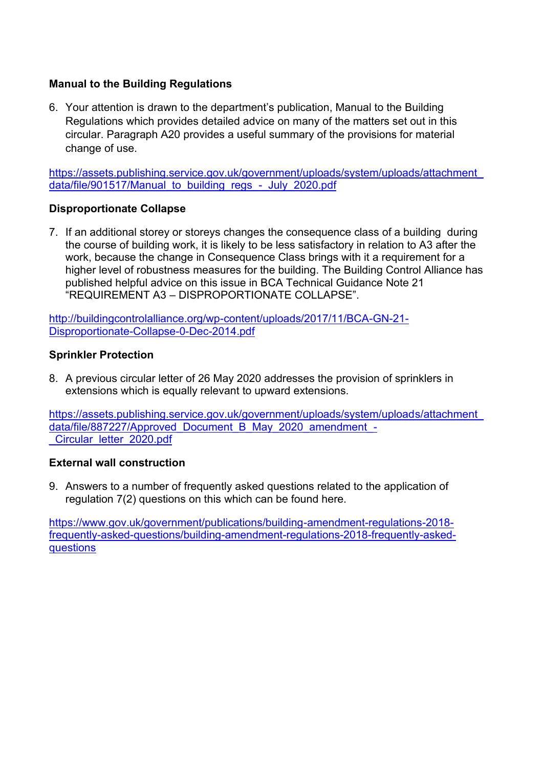**Manual to the Building Regulations**

6. Your attention is drawn to the department's publication, Manual to the Building Regulations which provides detailed advice on many of the matters set out in this circular. Paragraph A20 provides a useful summary of the provisions for material change of use.

https://assets.publishing.service.gov.uk/government/uploads/system/uploads/attachment_data/file/901517/Manual_to_building_regs_-_July_2020.pdf

**Disproportionate Collapse**

7. If an additional storey or storeys changes the consequence class of a building during the course of building work, it is likely to be less satisfactory in relation to A3 after the work, because the change in Consequence Class brings with it a requirement for a higher level of robustness measures for the building. The Building Control Alliance has published helpful advice on this issue in BCA Technical Guidance Note 21 "REQUIREMENT A3 – DISPROPORTIONATE COLLAPSE".

http://buildingcontrolalliance.org/wp-content/uploads/2017/11/BCA-GN-21-Disproportionate-Collapse-0-Dec-2014.pdf

**Sprinkler Protection**

8. A previous circular letter of 26 May 2020 addresses the provision of sprinklers in extensions which is equally relevant to upward extensions.

https://assets.publishing.service.gov.uk/government/uploads/system/uploads/attachment_data/file/887227/Approved_Document_B_May_2020_amendment_-_Circular_letter_2020.pdf

**External wall construction**

9. Answers to a number of frequently asked questions related to the application of regulation 7(2) questions on this which can be found here.

https://www.gov.uk/government/publications/building-amendment-regulations-2018-frequently-asked-questions/building-amendment-regulations-2018-frequently-asked-questions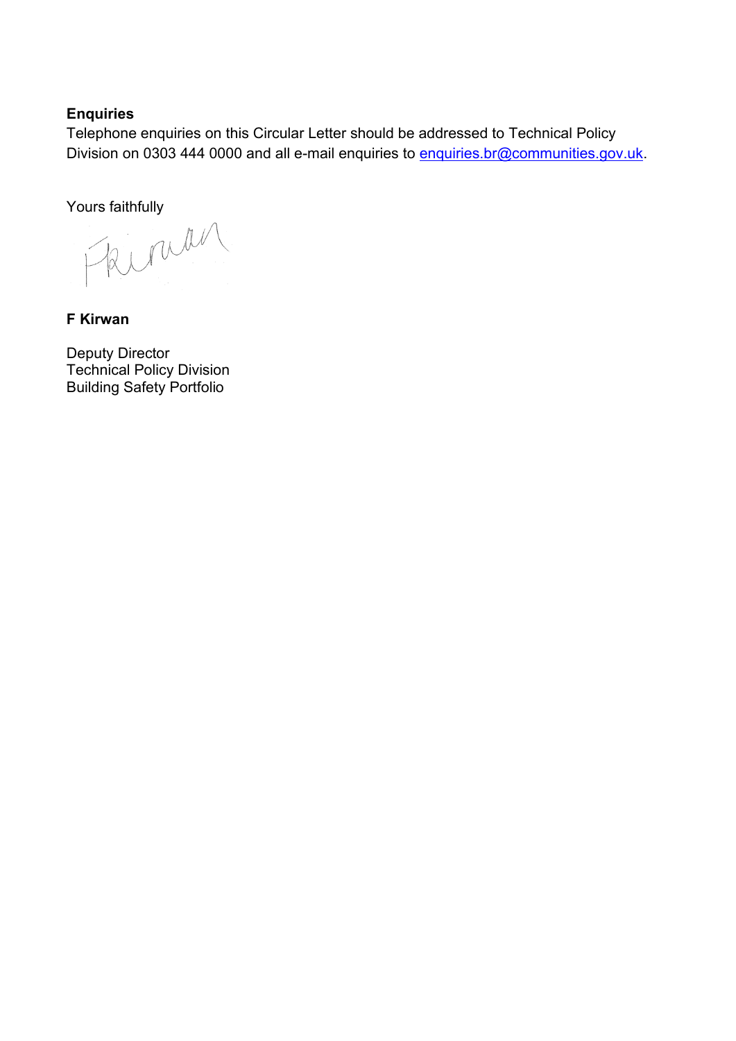**Enquiries**

Telephone enquiries on this Circular Letter should be addressed to Technical Policy Division on 0303 444 0000 and all e-mail enquiries to enquiries.br@communities.gov.uk.

Yours faithfully

**F Kirwan**

Deputy Director
Technical Policy Division
Building Safety Portfolio